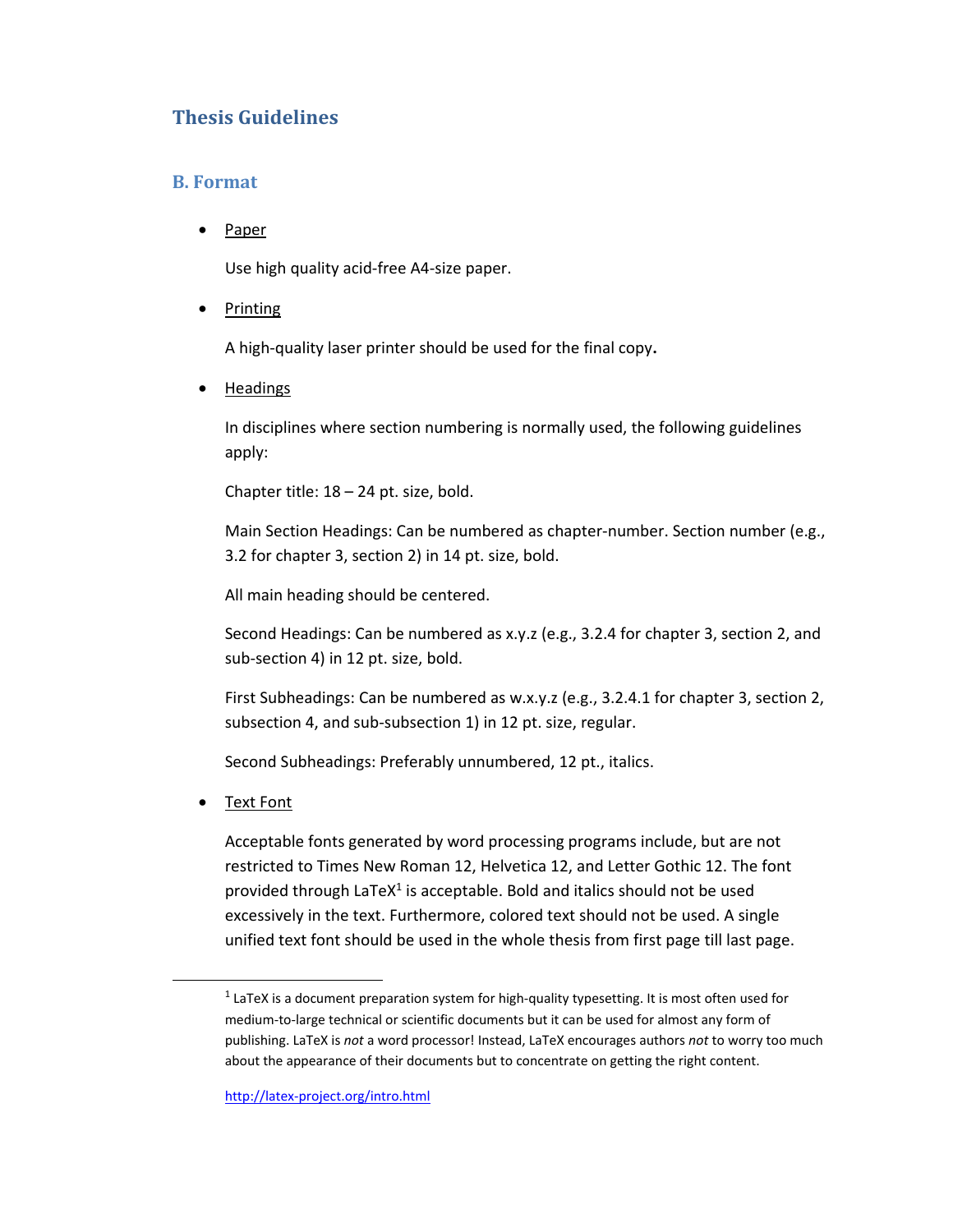# Thesis Guidelines

## B. Format

- Paper

  Use high quality acid-free A4-size paper.

- Printing

  A high-quality laser printer should be used for the final copy**.**

- Headings

  In disciplines where section numbering is normally used, the following guidelines apply:

  Chapter title: 18 – 24 pt. size, bold.

  Main Section Headings: Can be numbered as chapter-number. Section number (e.g., 3.2 for chapter 3, section 2) in 14 pt. size, bold.

  All main heading should be centered.

  Second Headings: Can be numbered as x.y.z (e.g., 3.2.4 for chapter 3, section 2, and sub-section 4) in 12 pt. size, bold.

  First Subheadings: Can be numbered as w.x.y.z (e.g., 3.2.4.1 for chapter 3, section 2, subsection 4, and sub-subsection 1) in 12 pt. size, regular.

  Second Subheadings: Preferably unnumbered, 12 pt., italics.

- Text Font

  Acceptable fonts generated by word processing programs include, but are not restricted to Times New Roman 12, Helvetica 12, and Letter Gothic 12. The font provided through LaTeX[1] is acceptable. Bold and italics should not be used excessively in the text. Furthermore, colored text should not be used. A single unified text font should be used in the whole thesis from first page till last page.

---

[1] LaTeX is a document preparation system for high-quality typesetting. It is most often used for medium-to-large technical or scientific documents but it can be used for almost any form of publishing. LaTeX is *not* a word processor! Instead, LaTeX encourages authors *not* to worry too much about the appearance of their documents but to concentrate on getting the right content.

http://latex-project.org/intro.html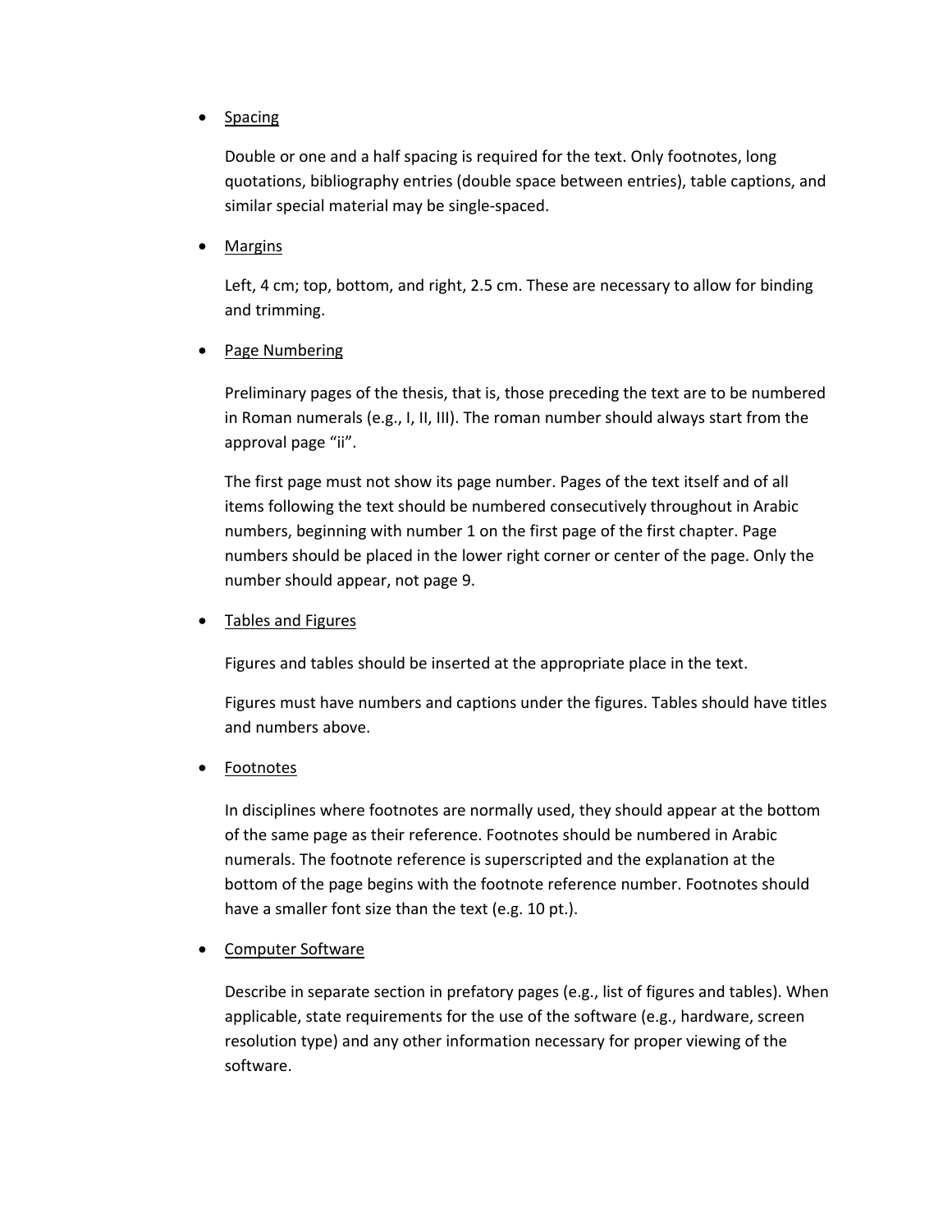- Spacing

  Double or one and a half spacing is required for the text. Only footnotes, long quotations, bibliography entries (double space between entries), table captions, and similar special material may be single-spaced.

- Margins

  Left, 4 cm; top, bottom, and right, 2.5 cm. These are necessary to allow for binding and trimming.

- Page Numbering

  Preliminary pages of the thesis, that is, those preceding the text are to be numbered in Roman numerals (e.g., I, II, III). The roman number should always start from the approval page "ii".

  The first page must not show its page number. Pages of the text itself and of all items following the text should be numbered consecutively throughout in Arabic numbers, beginning with number 1 on the first page of the first chapter. Page numbers should be placed in the lower right corner or center of the page. Only the number should appear, not page 9.

- Tables and Figures

  Figures and tables should be inserted at the appropriate place in the text.

  Figures must have numbers and captions under the figures. Tables should have titles and numbers above.

- Footnotes

  In disciplines where footnotes are normally used, they should appear at the bottom of the same page as their reference. Footnotes should be numbered in Arabic numerals. The footnote reference is superscripted and the explanation at the bottom of the page begins with the footnote reference number. Footnotes should have a smaller font size than the text (e.g. 10 pt.).

- Computer Software

  Describe in separate section in prefatory pages (e.g., list of figures and tables). When applicable, state requirements for the use of the software (e.g., hardware, screen resolution type) and any other information necessary for proper viewing of the software.